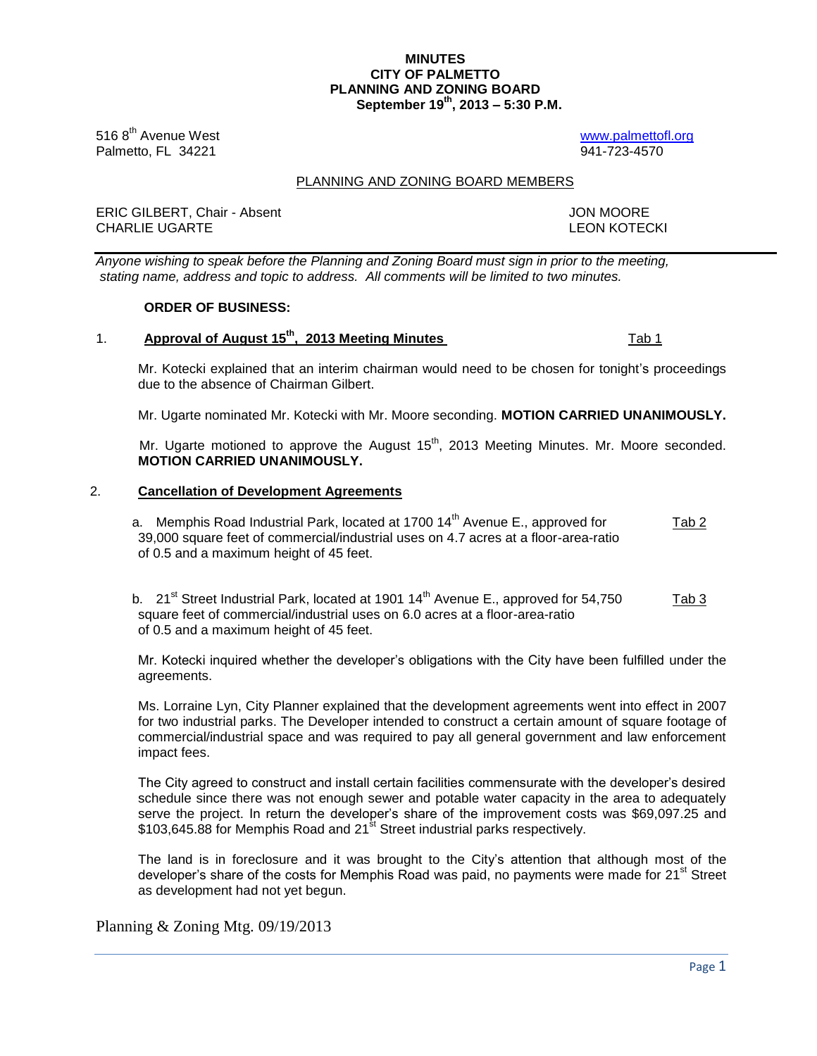**MINUTES**
**CITY OF PALMETTO**
**PLANNING AND ZONING BOARD**
**September 19th, 2013 – 5:30 P.M.**

516 8th Avenue West
Palmetto, FL 34221

www.palmettofl.org
941-723-4570

PLANNING AND ZONING BOARD MEMBERS

ERIC GILBERT, Chair - Absent
CHARLIE UGARTE
JON MOORE
LEON KOTECKI

*Anyone wishing to speak before the Planning and Zoning Board must sign in prior to the meeting, stating name, address and topic to address. All comments will be limited to two minutes.*

**ORDER OF BUSINESS:**

1. **Approval of August 15th, 2013 Meeting Minutes** — Tab 1

Mr. Kotecki explained that an interim chairman would need to be chosen for tonight's proceedings due to the absence of Chairman Gilbert.

Mr. Ugarte nominated Mr. Kotecki with Mr. Moore seconding. **MOTION CARRIED UNANIMOUSLY.**

Mr. Ugarte motioned to approve the August 15th, 2013 Meeting Minutes. Mr. Moore seconded. **MOTION CARRIED UNANIMOUSLY.**

2. **Cancellation of Development Agreements**

a. Memphis Road Industrial Park, located at 1700 14th Avenue E., approved for 39,000 square feet of commercial/industrial uses on 4.7 acres at a floor-area-ratio of 0.5 and a maximum height of 45 feet. — Tab 2

b. 21st Street Industrial Park, located at 1901 14th Avenue E., approved for 54,750 square feet of commercial/industrial uses on 6.0 acres at a floor-area-ratio of 0.5 and a maximum height of 45 feet. — Tab 3

Mr. Kotecki inquired whether the developer's obligations with the City have been fulfilled under the agreements.

Ms. Lorraine Lyn, City Planner explained that the development agreements went into effect in 2007 for two industrial parks. The Developer intended to construct a certain amount of square footage of commercial/industrial space and was required to pay all general government and law enforcement impact fees.

The City agreed to construct and install certain facilities commensurate with the developer's desired schedule since there was not enough sewer and potable water capacity in the area to adequately serve the project. In return the developer's share of the improvement costs was $69,097.25 and $103,645.88 for Memphis Road and 21st Street industrial parks respectively.

The land is in foreclosure and it was brought to the City's attention that although most of the developer's share of the costs for Memphis Road was paid, no payments were made for 21st Street as development had not yet begun.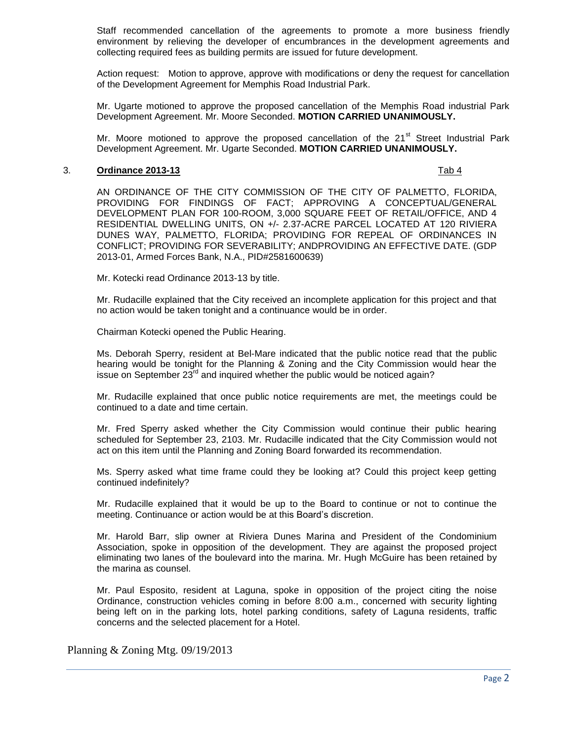Staff recommended cancellation of the agreements to promote a more business friendly environment by relieving the developer of encumbrances in the development agreements and collecting required fees as building permits are issued for future development.

Action request: Motion to approve, approve with modifications or deny the request for cancellation of the Development Agreement for Memphis Road Industrial Park.

Mr. Ugarte motioned to approve the proposed cancellation of the Memphis Road industrial Park Development Agreement. Mr. Moore Seconded. **MOTION CARRIED UNANIMOUSLY.**

Mr. Moore motioned to approve the proposed cancellation of the 21st Street Industrial Park Development Agreement. Mr. Ugarte Seconded. **MOTION CARRIED UNANIMOUSLY.**

3. **Ordinance 2013-13** Tab 4

AN ORDINANCE OF THE CITY COMMISSION OF THE CITY OF PALMETTO, FLORIDA, PROVIDING FOR FINDINGS OF FACT; APPROVING A CONCEPTUAL/GENERAL DEVELOPMENT PLAN FOR 100-ROOM, 3,000 SQUARE FEET OF RETAIL/OFFICE, AND 4 RESIDENTIAL DWELLING UNITS, ON +/- 2.37-ACRE PARCEL LOCATED AT 120 RIVIERA DUNES WAY, PALMETTO, FLORIDA; PROVIDING FOR REPEAL OF ORDINANCES IN CONFLICT; PROVIDING FOR SEVERABILITY; ANDPROVIDING AN EFFECTIVE DATE. (GDP 2013-01, Armed Forces Bank, N.A., PID#2581600639)

Mr. Kotecki read Ordinance 2013-13 by title.

Mr. Rudacille explained that the City received an incomplete application for this project and that no action would be taken tonight and a continuance would be in order.

Chairman Kotecki opened the Public Hearing.

Ms. Deborah Sperry, resident at Bel-Mare indicated that the public notice read that the public hearing would be tonight for the Planning & Zoning and the City Commission would hear the issue on September 23rd and inquired whether the public would be noticed again?

Mr. Rudacille explained that once public notice requirements are met, the meetings could be continued to a date and time certain.

Mr. Fred Sperry asked whether the City Commission would continue their public hearing scheduled for September 23, 2103. Mr. Rudacille indicated that the City Commission would not act on this item until the Planning and Zoning Board forwarded its recommendation.

Ms. Sperry asked what time frame could they be looking at? Could this project keep getting continued indefinitely?

Mr. Rudacille explained that it would be up to the Board to continue or not to continue the meeting. Continuance or action would be at this Board's discretion.

Mr. Harold Barr, slip owner at Riviera Dunes Marina and President of the Condominium Association, spoke in opposition of the development. They are against the proposed project eliminating two lanes of the boulevard into the marina. Mr. Hugh McGuire has been retained by the marina as counsel.

Mr. Paul Esposito, resident at Laguna, spoke in opposition of the project citing the noise Ordinance, construction vehicles coming in before 8:00 a.m., concerned with security lighting being left on in the parking lots, hotel parking conditions, safety of Laguna residents, traffic concerns and the selected placement for a Hotel.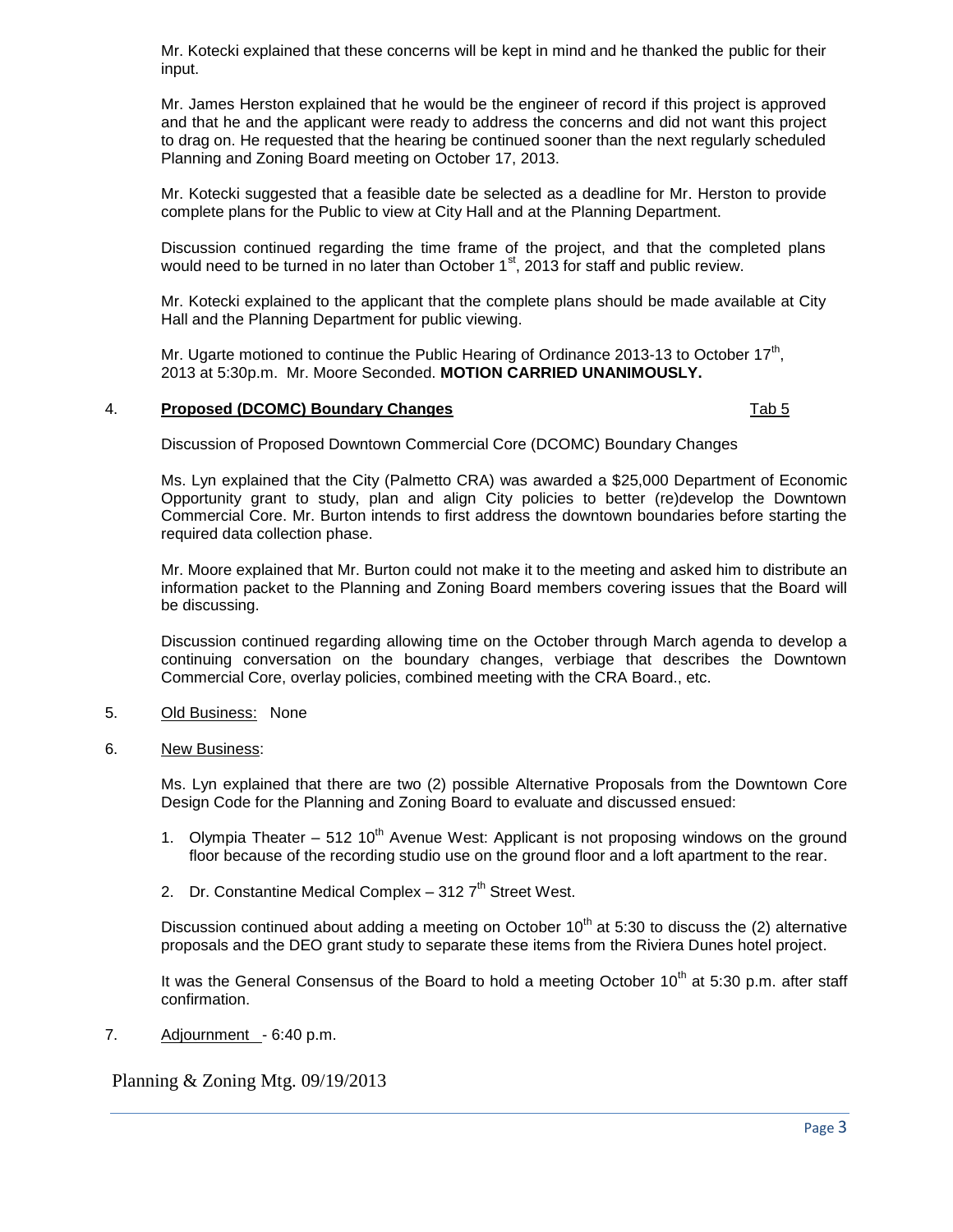Mr. Kotecki explained that these concerns will be kept in mind and he thanked the public for their input.

Mr. James Herston explained that he would be the engineer of record if this project is approved and that he and the applicant were ready to address the concerns and did not want this project to drag on. He requested that the hearing be continued sooner than the next regularly scheduled Planning and Zoning Board meeting on October 17, 2013.

Mr. Kotecki suggested that a feasible date be selected as a deadline for Mr. Herston to provide complete plans for the Public to view at City Hall and at the Planning Department.

Discussion continued regarding the time frame of the project, and that the completed plans would need to be turned in no later than October 1st, 2013 for staff and public review.

Mr. Kotecki explained to the applicant that the complete plans should be made available at City Hall and the Planning Department for public viewing.

Mr. Ugarte motioned to continue the Public Hearing of Ordinance 2013-13 to October 17th, 2013 at 5:30p.m. Mr. Moore Seconded. **MOTION CARRIED UNANIMOUSLY.**

4. **Proposed (DCOMC) Boundary Changes** Tab 5

Discussion of Proposed Downtown Commercial Core (DCOMC) Boundary Changes

Ms. Lyn explained that the City (Palmetto CRA) was awarded a $25,000 Department of Economic Opportunity grant to study, plan and align City policies to better (re)develop the Downtown Commercial Core. Mr. Burton intends to first address the downtown boundaries before starting the required data collection phase.

Mr. Moore explained that Mr. Burton could not make it to the meeting and asked him to distribute an information packet to the Planning and Zoning Board members covering issues that the Board will be discussing.

Discussion continued regarding allowing time on the October through March agenda to develop a continuing conversation on the boundary changes, verbiage that describes the Downtown Commercial Core, overlay policies, combined meeting with the CRA Board., etc.

5. Old Business: None

6. New Business:

Ms. Lyn explained that there are two (2) possible Alternative Proposals from the Downtown Core Design Code for the Planning and Zoning Board to evaluate and discussed ensued:

1. Olympia Theater – 512 10th Avenue West: Applicant is not proposing windows on the ground floor because of the recording studio use on the ground floor and a loft apartment to the rear.
2. Dr. Constantine Medical Complex – 312 7th Street West.

Discussion continued about adding a meeting on October 10th at 5:30 to discuss the (2) alternative proposals and the DEO grant study to separate these items from the Riviera Dunes hotel project.

It was the General Consensus of the Board to hold a meeting October 10th at 5:30 p.m. after staff confirmation.

7. Adjournment - 6:40 p.m.

Planning & Zoning Mtg. 09/19/2013